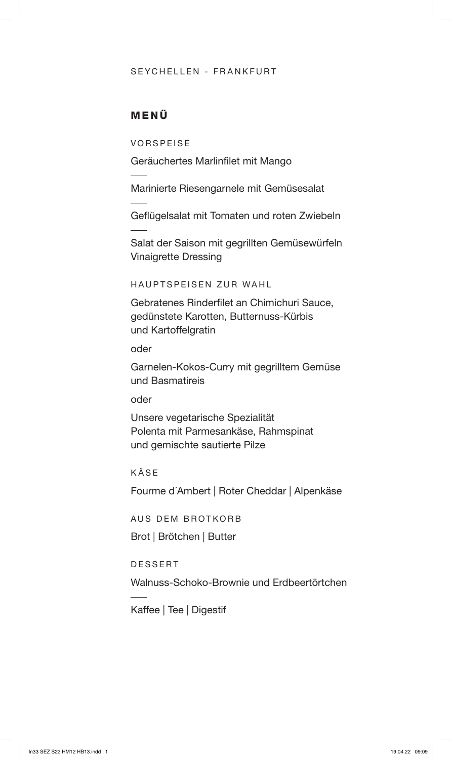SEYCHELLEN - FRANKFURT

# MENÜ

## VORSPEISE

Geräuchertes Marlinfilet mit Mango

---

Marinierte Riesengarnele mit Gemüsesalat

---

Geflügelsalat mit Tomaten und roten Zwiebeln

---

Salat der Saison mit gegrillten Gemüsewürfeln
Vinaigrette Dressing

## HAUPTSPEISEN ZUR WAHL

Gebratenes Rinderfilet an Chimichuri Sauce,
gedünstete Karotten, Butternuss-Kürbis
und Kartoffelgratin

oder

Garnelen-Kokos-Curry mit gegrilltem Gemüse
und Basmatireis

oder

Unsere vegetarische Spezialität
Polenta mit Parmesankäse, Rahmspinat
und gemischte sautierte Pilze

## KÄSE

Fourme d´Ambert | Roter Cheddar | Alpenkäse

## AUS DEM BROTKORB

Brot | Brötchen | Butter

## DESSERT

Walnuss-Schoko-Brownie und Erdbeertörtchen

---

Kaffee | Tee | Digestif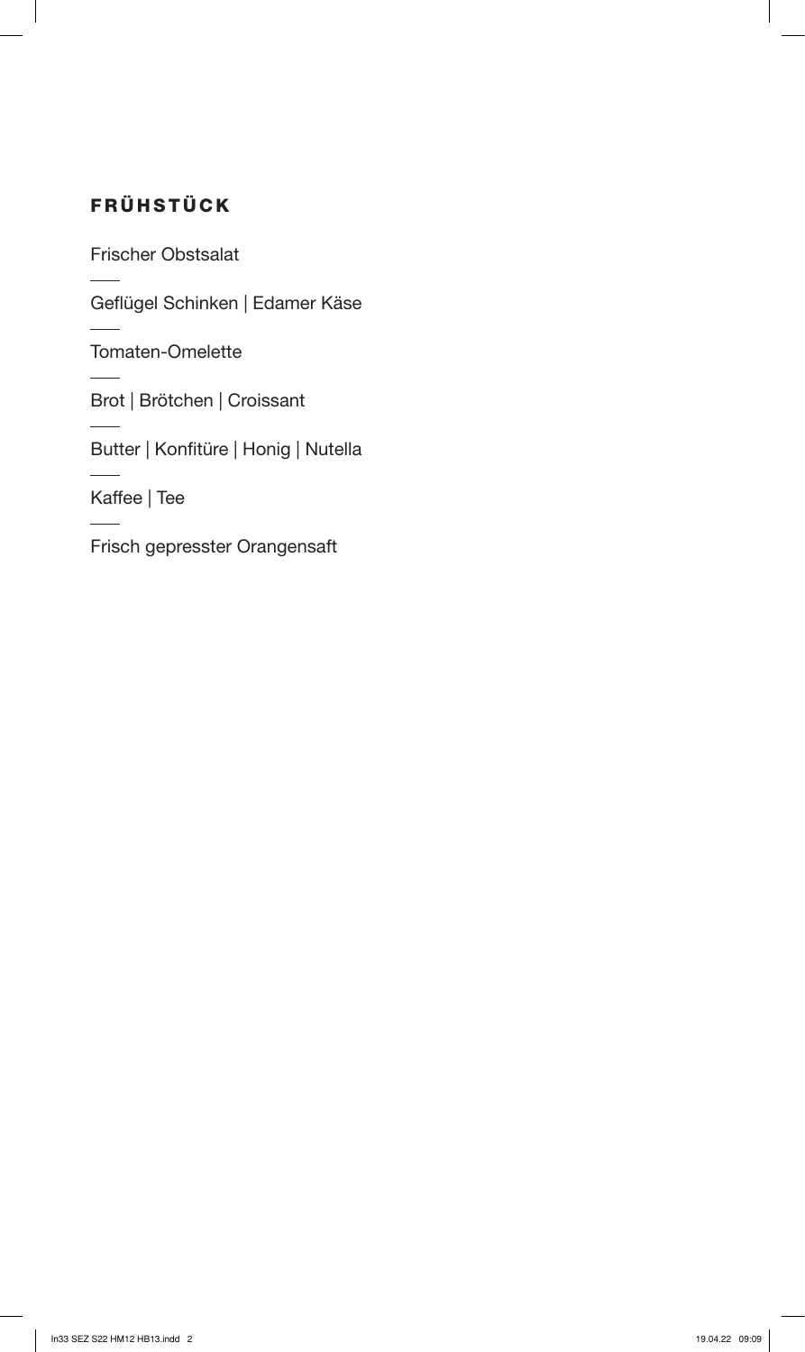## FRÜHSTÜCK

Frischer Obstsalat

---

Geflügel Schinken | Edamer Käse

---

Tomaten-Omelette

---

Brot | Brötchen | Croissant

---

Butter | Konfitüre | Honig | Nutella

---

Kaffee | Tee

---

Frisch gepresster Orangensaft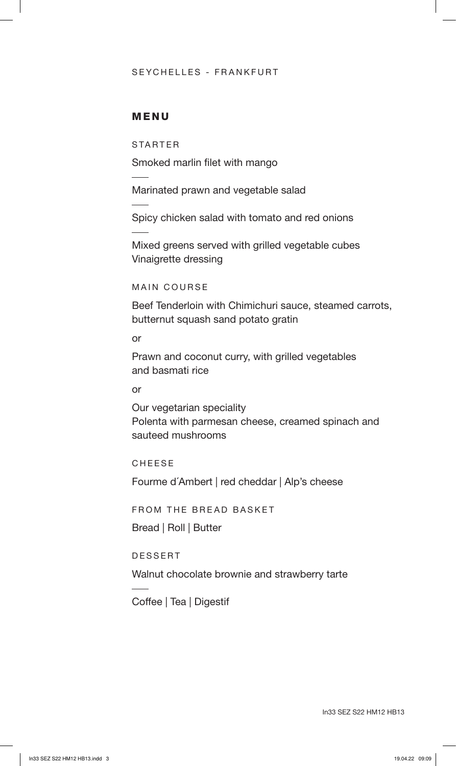SEYCHELLES - FRANKFURT

## MENU

### STARTER

Smoked marlin filet with mango

---

Marinated prawn and vegetable salad

---

Spicy chicken salad with tomato and red onions

---

Mixed greens served with grilled vegetable cubes
Vinaigrette dressing

### MAIN COURSE

Beef Tenderloin with Chimichuri sauce, steamed carrots, butternut squash sand potato gratin

or

Prawn and coconut curry, with grilled vegetables and basmati rice

or

Our vegetarian speciality
Polenta with parmesan cheese, creamed spinach and sauteed mushrooms

### CHEESE

Fourme d´Ambert | red cheddar | Alp's cheese

### FROM THE BREAD BASKET

Bread | Roll | Butter

### DESSERT

Walnut chocolate brownie and strawberry tarte

---

Coffee | Tea | Digestif

In33 SEZ S22 HM12 HB13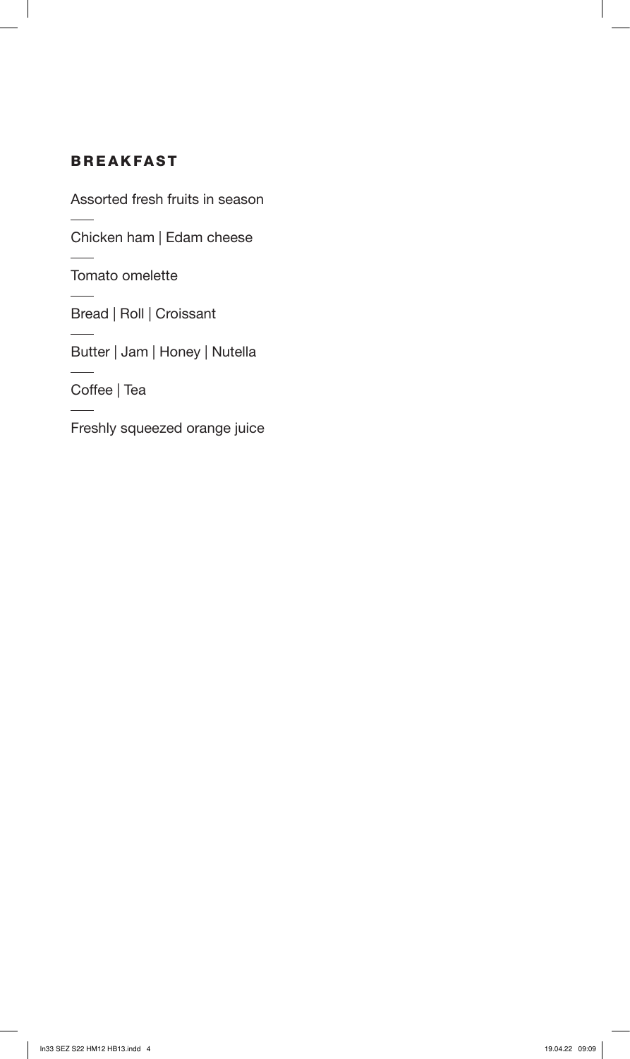## BREAKFAST

Assorted fresh fruits in season

---

Chicken ham | Edam cheese

---

Tomato omelette

---

Bread | Roll | Croissant

---

Butter | Jam | Honey | Nutella

---

Coffee | Tea

---

Freshly squeezed orange juice